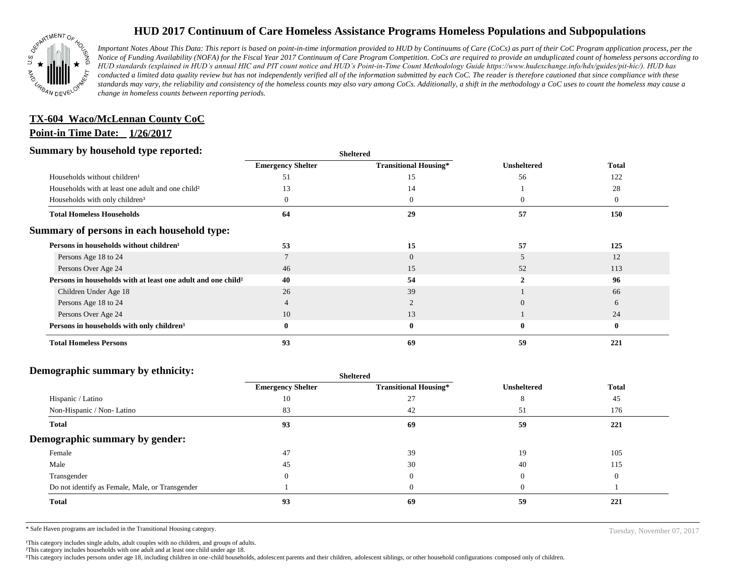# HUD 2017 Continuum of Care Homeless Assistance Programs Homeless Populations and Subpopulations

*Important Notes About This Data: This report is based on point-in-time information provided to HUD by Continuums of Care (CoCs) as part of their CoC Program application process, per the Notice of Funding Availability (NOFA) for the Fiscal Year 2017 Continuum of Care Program Competition. CoCs are required to provide an unduplicated count of homeless persons according to HUD standards (explained in HUD's annual HIC and PIT count notice and HUD's Point-in-Time Count Methodology Guide https://www.hudexchange.info/hdx/guides/pit-hic/). HUD has conducted a limited data quality review but has not independently verified all of the information submitted by each CoC. The reader is therefore cautioned that since compliance with these standards may vary, the reliability and consistency of the homeless counts may also vary among CoCs. Additionally, a shift in the methodology a CoC uses to count the homeless may cause a change in homeless counts between reporting periods.*

**TX-604 Waco/McLennan County CoC**

**Point-in Time Date: 1/26/2017**

## Summary by household type reported:

| | Sheltered | | | |
|---|---|---|---|---|
| | **Emergency Shelter** | **Transitional Housing*** | **Unsheltered** | **Total** |
| Households without children[1] | 51 | 15 | 56 | 122 |
| Households with at least one adult and one child[2] | 13 | 14 | 1 | 28 |
| Households with only children[3] | 0 | 0 | 0 | 0 |
| **Total Homeless Households** | **64** | **29** | **57** | **150** |

## Summary of persons in each household type:

| | Emergency Shelter | Transitional Housing* | Unsheltered | Total |
|---|---|---|---|---|
| **Persons in households without children[1]** | **53** | **15** | **57** | **125** |
| Persons Age 18 to 24 | 7 | 0 | 5 | 12 |
| Persons Over Age 24 | 46 | 15 | 52 | 113 |
| **Persons in households with at least one adult and one child[2]** | **40** | **54** | **2** | **96** |
| Children Under Age 18 | 26 | 39 | 1 | 66 |
| Persons Age 18 to 24 | 4 | 2 | 0 | 6 |
| Persons Over Age 24 | 10 | 13 | 1 | 24 |
| **Persons in households with only children[3]** | **0** | **0** | **0** | **0** |
| **Total Homeless Persons** | **93** | **69** | **59** | **221** |

## Demographic summary by ethnicity:

| | Sheltered | | | |
|---|---|---|---|---|
| | **Emergency Shelter** | **Transitional Housing*** | **Unsheltered** | **Total** |
| Hispanic / Latino | 10 | 27 | 8 | 45 |
| Non-Hispanic / Non- Latino | 83 | 42 | 51 | 176 |
| **Total** | **93** | **69** | **59** | **221** |

## Demographic summary by gender:

| | Emergency Shelter | Transitional Housing* | Unsheltered | Total |
|---|---|---|---|---|
| Female | 47 | 39 | 19 | 105 |
| Male | 45 | 30 | 40 | 115 |
| Transgender | 0 | 0 | 0 | 0 |
| Do not identify as Female, Male, or Transgender | 1 | 0 | 0 | 1 |
| **Total** | **93** | **69** | **59** | **221** |

* Safe Haven programs are included in the Transitional Housing category.

Tuesday, November 07, 2017

[1]This category includes single adults, adult couples with no children, and groups of adults.
[2]This category includes households with one adult and at least one child under age 18.
[3]This category includes persons under age 18, including children in one-child households, adolescent parents and their children, adolescent siblings, or other household configurations composed only of children.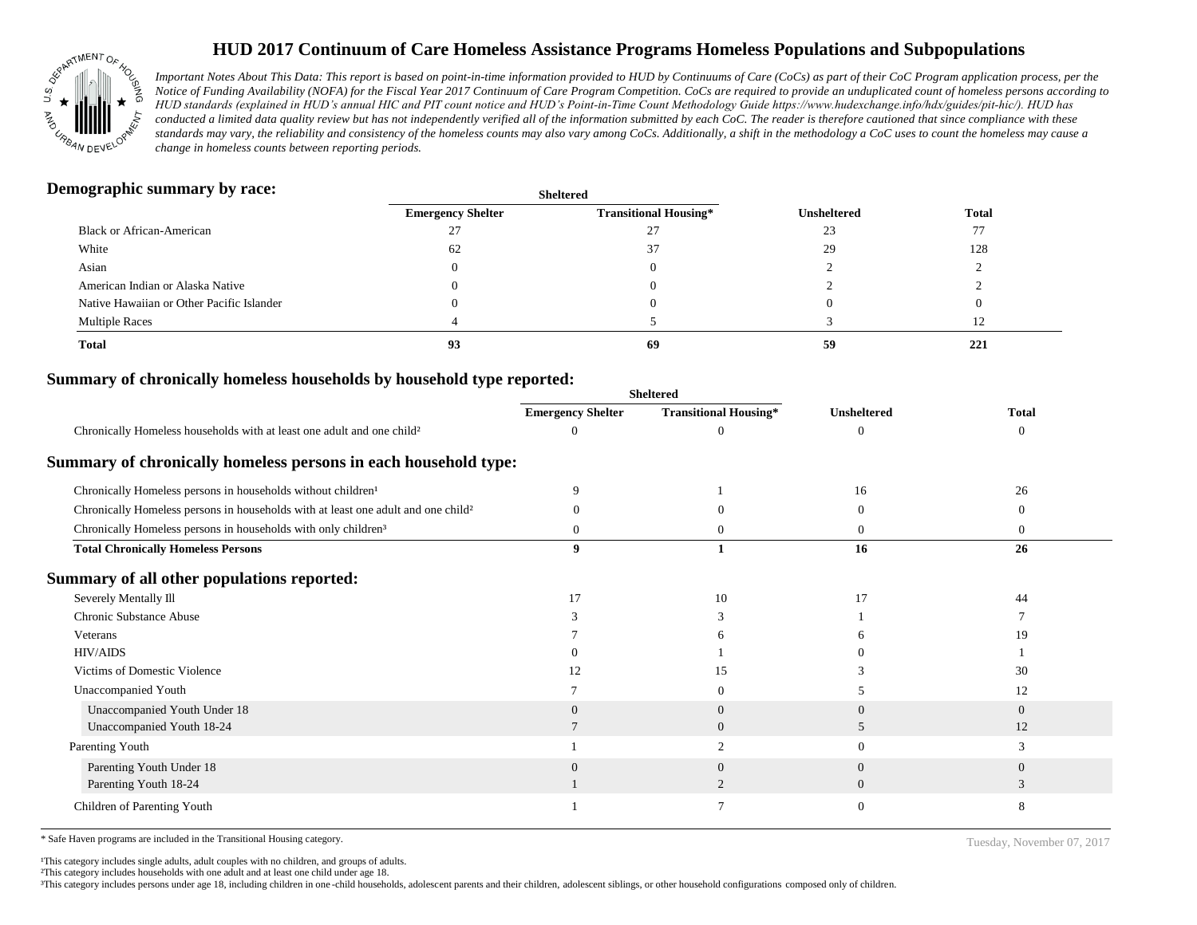# HUD 2017 Continuum of Care Homeless Assistance Programs Homeless Populations and Subpopulations

*Important Notes About This Data: This report is based on point-in-time information provided to HUD by Continuums of Care (CoCs) as part of their CoC Program application process, per the Notice of Funding Availability (NOFA) for the Fiscal Year 2017 Continuum of Care Program Competition. CoCs are required to provide an unduplicated count of homeless persons according to HUD standards (explained in HUD's annual HIC and PIT count notice and HUD's Point-in-Time Count Methodology Guide https://www.hudexchange.info/hdx/guides/pit-hic/). HUD has conducted a limited data quality review but has not independently verified all of the information submitted by each CoC. The reader is therefore cautioned that since compliance with these standards may vary, the reliability and consistency of the homeless counts may also vary among CoCs. Additionally, a shift in the methodology a CoC uses to count the homeless may cause a change in homeless counts between reporting periods.*

## Demographic summary by race:

| | Sheltered | | | |
|---|---|---|---|---|
| | **Emergency Shelter** | **Transitional Housing*** | **Unsheltered** | **Total** |
| Black or African-American | 27 | 27 | 23 | 77 |
| White | 62 | 37 | 29 | 128 |
| Asian | 0 | 0 | 2 | 2 |
| American Indian or Alaska Native | 0 | 0 | 2 | 2 |
| Native Hawaiian or Other Pacific Islander | 0 | 0 | 0 | 0 |
| Multiple Races | 4 | 5 | 3 | 12 |
| **Total** | **93** | **69** | **59** | **221** |

## Summary of chronically homeless households by household type reported:

| | Sheltered | | | |
|---|---|---|---|---|
| | **Emergency Shelter** | **Transitional Housing*** | **Unsheltered** | **Total** |
| Chronically Homeless households with at least one adult and one child² | 0 | 0 | 0 | 0 |

## Summary of chronically homeless persons in each household type:

| | Emergency Shelter | Transitional Housing* | Unsheltered | Total |
|---|---|---|---|---|
| Chronically Homeless persons in households without children¹ | 9 | 1 | 16 | 26 |
| Chronically Homeless persons in households with at least one adult and one child² | 0 | 0 | 0 | 0 |
| Chronically Homeless persons in households with only children³ | 0 | 0 | 0 | 0 |
| **Total Chronically Homeless Persons** | **9** | **1** | **16** | **26** |

## Summary of all other populations reported:

| | Emergency Shelter | Transitional Housing* | Unsheltered | Total |
|---|---|---|---|---|
| Severely Mentally Ill | 17 | 10 | 17 | 44 |
| Chronic Substance Abuse | 3 | 3 | 1 | 7 |
| Veterans | 7 | 6 | 6 | 19 |
| HIV/AIDS | 0 | 1 | 0 | 1 |
| Victims of Domestic Violence | 12 | 15 | 3 | 30 |
| Unaccompanied Youth | 7 | 0 | 5 | 12 |
| Unaccompanied Youth Under 18 | 0 | 0 | 0 | 0 |
| Unaccompanied Youth 18-24 | 7 | 0 | 5 | 12 |
| Parenting Youth | 1 | 2 | 0 | 3 |
| Parenting Youth Under 18 | 0 | 0 | 0 | 0 |
| Parenting Youth 18-24 | 1 | 2 | 0 | 3 |
| Children of Parenting Youth | 1 | 7 | 0 | 8 |

\* Safe Haven programs are included in the Transitional Housing category.

Tuesday, November 07, 2017

¹This category includes single adults, adult couples with no children, and groups of adults.
²This category includes households with one adult and at least one child under age 18.
³This category includes persons under age 18, including children in one-child households, adolescent parents and their children, adolescent siblings, or other household configurations composed only of children.